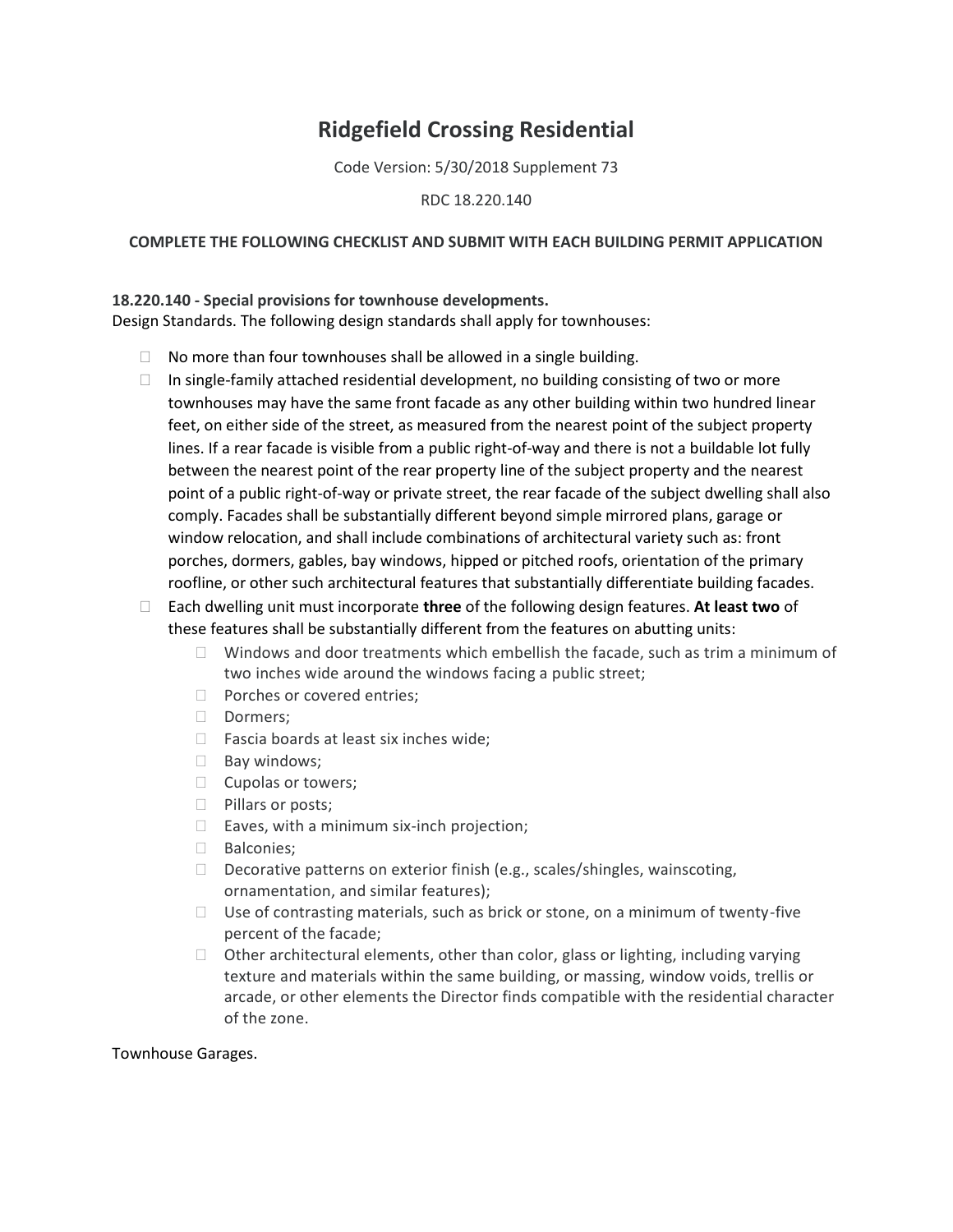# Ridgefield Crossing Residential

Code Version: 5/30/2018 Supplement 73

RDC 18.220.140

**COMPLETE THE FOLLOWING CHECKLIST AND SUBMIT WITH EACH BUILDING PERMIT APPLICATION**

**18.220.140 - Special provisions for townhouse developments.**
Design Standards. The following design standards shall apply for townhouses:

- ☐ No more than four townhouses shall be allowed in a single building.
- ☐ In single-family attached residential development, no building consisting of two or more townhouses may have the same front facade as any other building within two hundred linear feet, on either side of the street, as measured from the nearest point of the subject property lines. If a rear facade is visible from a public right-of-way and there is not a buildable lot fully between the nearest point of the rear property line of the subject property and the nearest point of a public right-of-way or private street, the rear facade of the subject dwelling shall also comply. Facades shall be substantially different beyond simple mirrored plans, garage or window relocation, and shall include combinations of architectural variety such as: front porches, dormers, gables, bay windows, hipped or pitched roofs, orientation of the primary roofline, or other such architectural features that substantially differentiate building facades.
- ☐ Each dwelling unit must incorporate **three** of the following design features. **At least two** of these features shall be substantially different from the features on abutting units:
  - ☐ Windows and door treatments which embellish the facade, such as trim a minimum of two inches wide around the windows facing a public street;
  - ☐ Porches or covered entries;
  - ☐ Dormers;
  - ☐ Fascia boards at least six inches wide;
  - ☐ Bay windows;
  - ☐ Cupolas or towers;
  - ☐ Pillars or posts;
  - ☐ Eaves, with a minimum six-inch projection;
  - ☐ Balconies;
  - ☐ Decorative patterns on exterior finish (e.g., scales/shingles, wainscoting, ornamentation, and similar features);
  - ☐ Use of contrasting materials, such as brick or stone, on a minimum of twenty-five percent of the facade;
  - ☐ Other architectural elements, other than color, glass or lighting, including varying texture and materials within the same building, or massing, window voids, trellis or arcade, or other elements the Director finds compatible with the residential character of the zone.

Townhouse Garages.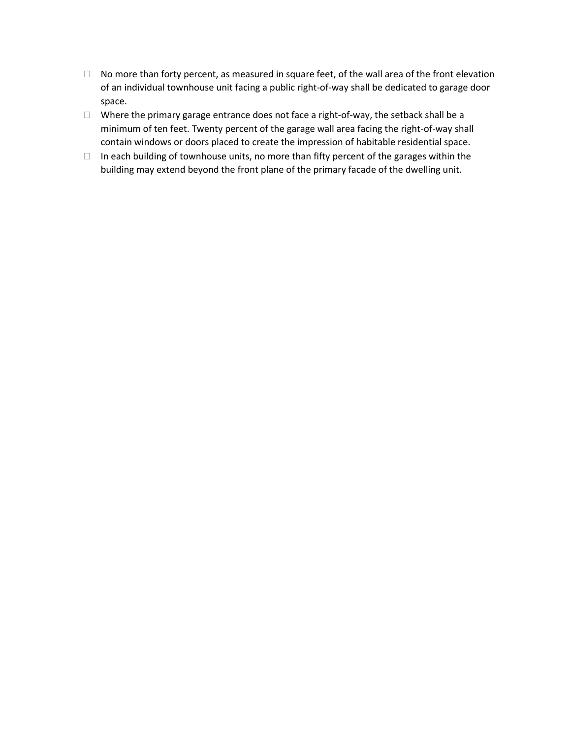- No more than forty percent, as measured in square feet, of the wall area of the front elevation of an individual townhouse unit facing a public right-of-way shall be dedicated to garage door space.
- Where the primary garage entrance does not face a right-of-way, the setback shall be a minimum of ten feet. Twenty percent of the garage wall area facing the right-of-way shall contain windows or doors placed to create the impression of habitable residential space.
- In each building of townhouse units, no more than fifty percent of the garages within the building may extend beyond the front plane of the primary facade of the dwelling unit.